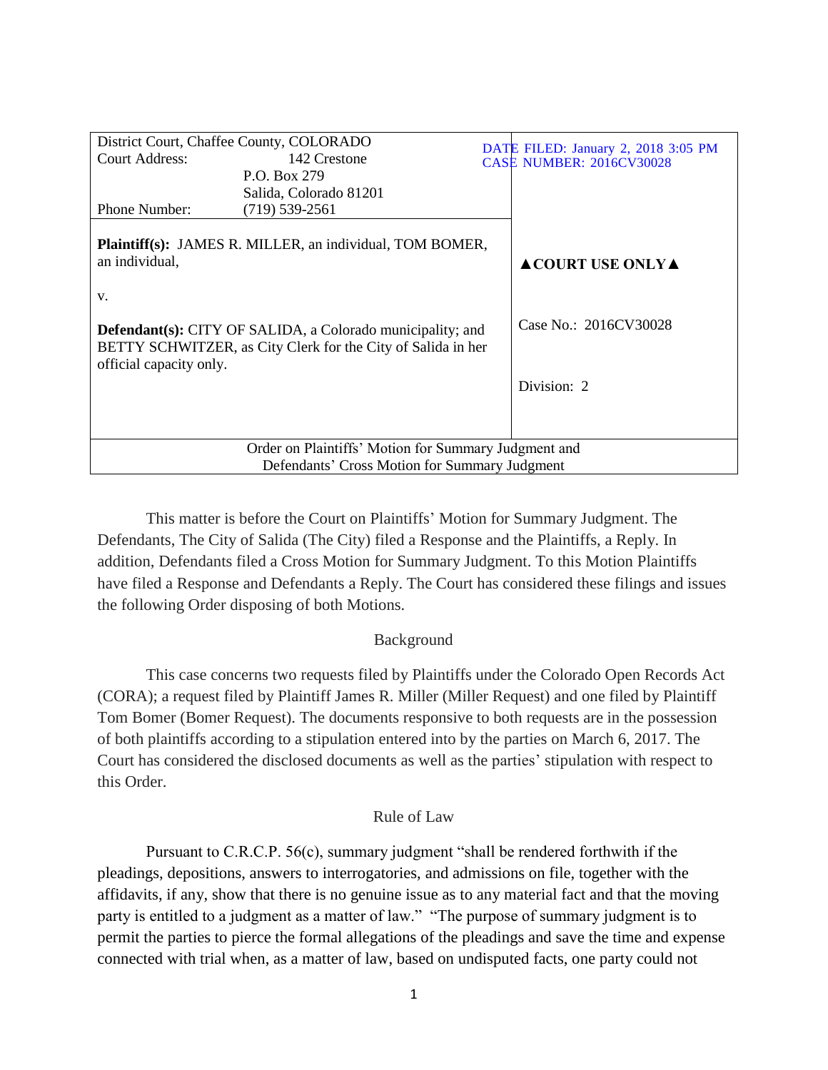| | |
|---|---|
| District Court, Chaffee County, COLORADO<br>Court Address: 142 Crestone<br>P.O. Box 279<br>Salida, Colorado 81201<br>Phone Number: (719) 539-2561 | DATE FILED: January 2, 2018 3:05 PM<br>CASE NUMBER: 2016CV30028 |
| **Plaintiff(s):** JAMES R. MILLER, an individual, TOM BOMER, an individual,<br><br>v.<br><br>**Defendant(s):** CITY OF SALIDA, a Colorado municipality; and BETTY SCHWITZER, as City Clerk for the City of Salida in her official capacity only. | **▲COURT USE ONLY▲**<br><br>Case No.: 2016CV30028<br><br>Division: 2 |
| Order on Plaintiffs' Motion for Summary Judgment and Defendants' Cross Motion for Summary Judgment | |

This matter is before the Court on Plaintiffs' Motion for Summary Judgment. The Defendants, The City of Salida (The City) filed a Response and the Plaintiffs, a Reply. In addition, Defendants filed a Cross Motion for Summary Judgment. To this Motion Plaintiffs have filed a Response and Defendants a Reply. The Court has considered these filings and issues the following Order disposing of both Motions.

## Background

This case concerns two requests filed by Plaintiffs under the Colorado Open Records Act (CORA); a request filed by Plaintiff James R. Miller (Miller Request) and one filed by Plaintiff Tom Bomer (Bomer Request). The documents responsive to both requests are in the possession of both plaintiffs according to a stipulation entered into by the parties on March 6, 2017. The Court has considered the disclosed documents as well as the parties' stipulation with respect to this Order.

## Rule of Law

Pursuant to C.R.C.P. 56(c), summary judgment "shall be rendered forthwith if the pleadings, depositions, answers to interrogatories, and admissions on file, together with the affidavits, if any, show that there is no genuine issue as to any material fact and that the moving party is entitled to a judgment as a matter of law." "The purpose of summary judgment is to permit the parties to pierce the formal allegations of the pleadings and save the time and expense connected with trial when, as a matter of law, based on undisputed facts, one party could not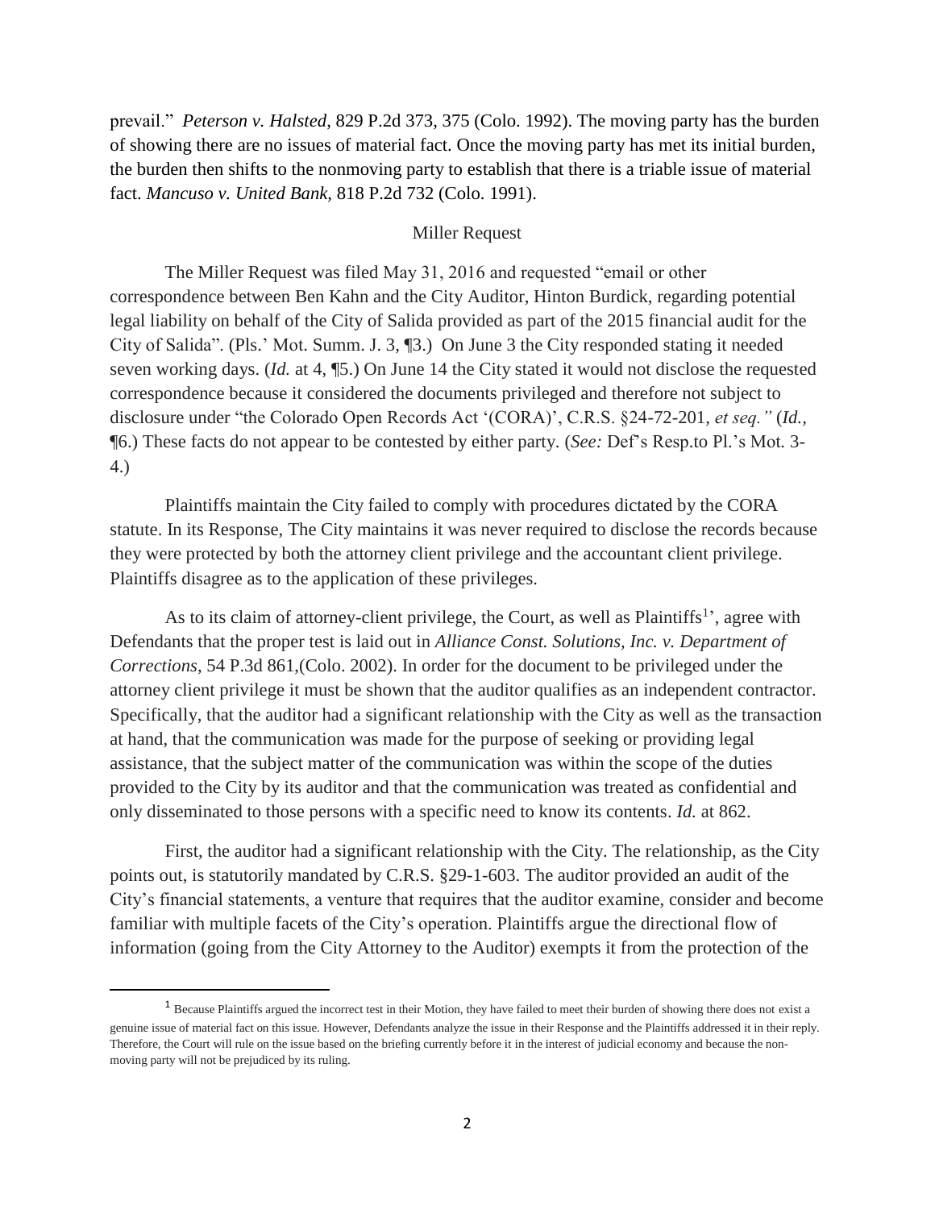prevail." *Peterson v. Halsted*, 829 P.2d 373, 375 (Colo. 1992). The moving party has the burden of showing there are no issues of material fact. Once the moving party has met its initial burden, the burden then shifts to the nonmoving party to establish that there is a triable issue of material fact. *Mancuso v. United Bank*, 818 P.2d 732 (Colo. 1991).

Miller Request

The Miller Request was filed May 31, 2016 and requested "email or other correspondence between Ben Kahn and the City Auditor, Hinton Burdick, regarding potential legal liability on behalf of the City of Salida provided as part of the 2015 financial audit for the City of Salida". (Pls.' Mot. Summ. J. 3, ¶3.) On June 3 the City responded stating it needed seven working days. (*Id.* at 4, ¶5.) On June 14 the City stated it would not disclose the requested correspondence because it considered the documents privileged and therefore not subject to disclosure under "the Colorado Open Records Act '(CORA)', C.R.S. §24-72-201, *et seq."* (*Id.*, ¶6.) These facts do not appear to be contested by either party. (*See:* Def's Resp.to Pl.'s Mot. 3-4.)

Plaintiffs maintain the City failed to comply with procedures dictated by the CORA statute. In its Response, The City maintains it was never required to disclose the records because they were protected by both the attorney client privilege and the accountant client privilege. Plaintiffs disagree as to the application of these privileges.

As to its claim of attorney-client privilege, the Court, as well as Plaintiffs[1]', agree with Defendants that the proper test is laid out in *Alliance Const. Solutions, Inc. v. Department of Corrections*, 54 P.3d 861,(Colo. 2002). In order for the document to be privileged under the attorney client privilege it must be shown that the auditor qualifies as an independent contractor. Specifically, that the auditor had a significant relationship with the City as well as the transaction at hand, that the communication was made for the purpose of seeking or providing legal assistance, that the subject matter of the communication was within the scope of the duties provided to the City by its auditor and that the communication was treated as confidential and only disseminated to those persons with a specific need to know its contents. *Id.* at 862.

First, the auditor had a significant relationship with the City. The relationship, as the City points out, is statutorily mandated by C.R.S. §29-1-603. The auditor provided an audit of the City's financial statements, a venture that requires that the auditor examine, consider and become familiar with multiple facets of the City's operation. Plaintiffs argue the directional flow of information (going from the City Attorney to the Auditor) exempts it from the protection of the

[1] Because Plaintiffs argued the incorrect test in their Motion, they have failed to meet their burden of showing there does not exist a genuine issue of material fact on this issue. However, Defendants analyze the issue in their Response and the Plaintiffs addressed it in their reply. Therefore, the Court will rule on the issue based on the briefing currently before it in the interest of judicial economy and because the non-moving party will not be prejudiced by its ruling.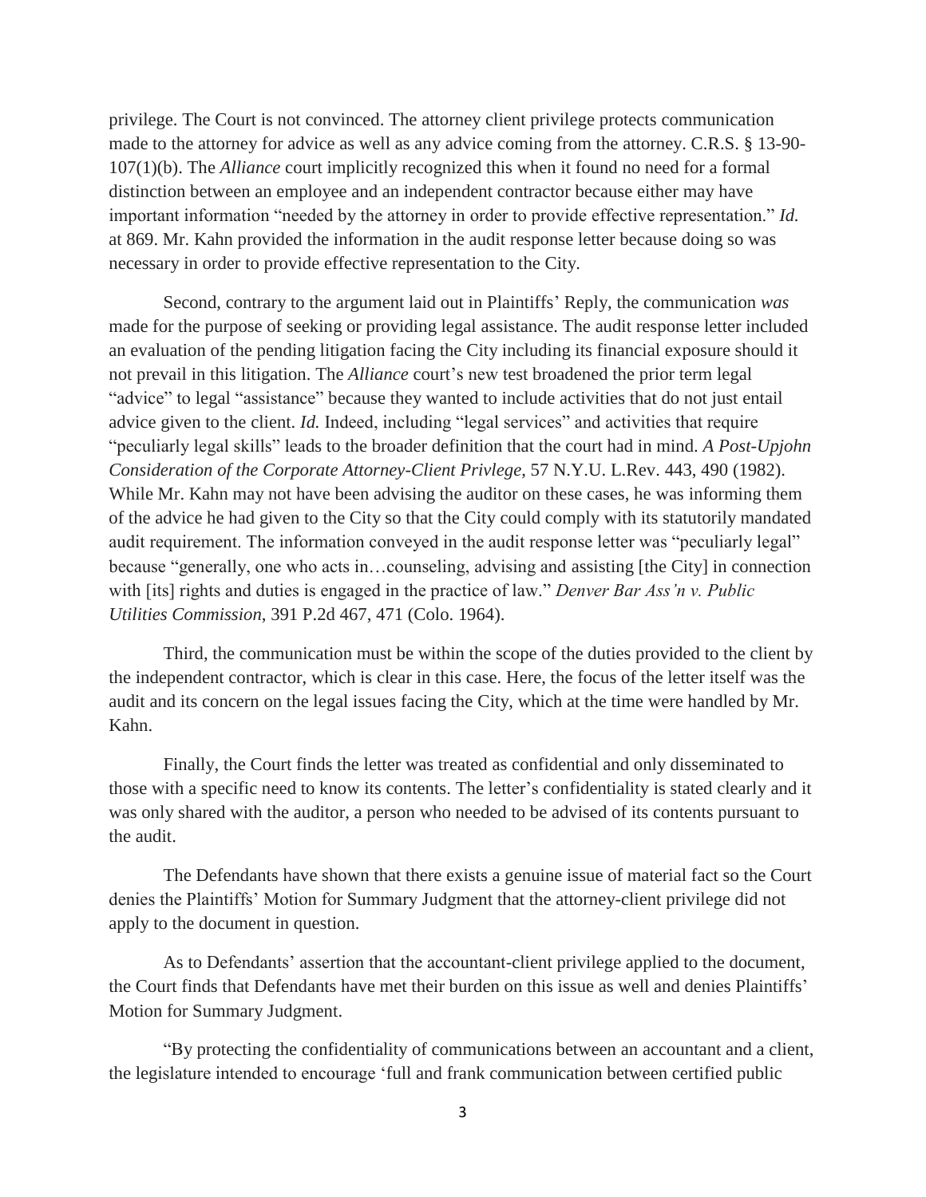privilege. The Court is not convinced. The attorney client privilege protects communication made to the attorney for advice as well as any advice coming from the attorney. C.R.S. § 13-90-107(1)(b). The *Alliance* court implicitly recognized this when it found no need for a formal distinction between an employee and an independent contractor because either may have important information "needed by the attorney in order to provide effective representation." *Id.* at 869. Mr. Kahn provided the information in the audit response letter because doing so was necessary in order to provide effective representation to the City.

Second, contrary to the argument laid out in Plaintiffs' Reply, the communication *was* made for the purpose of seeking or providing legal assistance. The audit response letter included an evaluation of the pending litigation facing the City including its financial exposure should it not prevail in this litigation. The *Alliance* court's new test broadened the prior term legal "advice" to legal "assistance" because they wanted to include activities that do not just entail advice given to the client. *Id.* Indeed, including "legal services" and activities that require "peculiarly legal skills" leads to the broader definition that the court had in mind. *A Post-Upjohn Consideration of the Corporate Attorney-Client Privlege*, 57 N.Y.U. L.Rev. 443, 490 (1982). While Mr. Kahn may not have been advising the auditor on these cases, he was informing them of the advice he had given to the City so that the City could comply with its statutorily mandated audit requirement. The information conveyed in the audit response letter was "peculiarly legal" because "generally, one who acts in…counseling, advising and assisting [the City] in connection with [its] rights and duties is engaged in the practice of law." *Denver Bar Ass'n v. Public Utilities Commission*, 391 P.2d 467, 471 (Colo. 1964).

Third, the communication must be within the scope of the duties provided to the client by the independent contractor, which is clear in this case. Here, the focus of the letter itself was the audit and its concern on the legal issues facing the City, which at the time were handled by Mr. Kahn.

Finally, the Court finds the letter was treated as confidential and only disseminated to those with a specific need to know its contents. The letter's confidentiality is stated clearly and it was only shared with the auditor, a person who needed to be advised of its contents pursuant to the audit.

The Defendants have shown that there exists a genuine issue of material fact so the Court denies the Plaintiffs' Motion for Summary Judgment that the attorney-client privilege did not apply to the document in question.

As to Defendants' assertion that the accountant-client privilege applied to the document, the Court finds that Defendants have met their burden on this issue as well and denies Plaintiffs' Motion for Summary Judgment.

"By protecting the confidentiality of communications between an accountant and a client, the legislature intended to encourage 'full and frank communication between certified public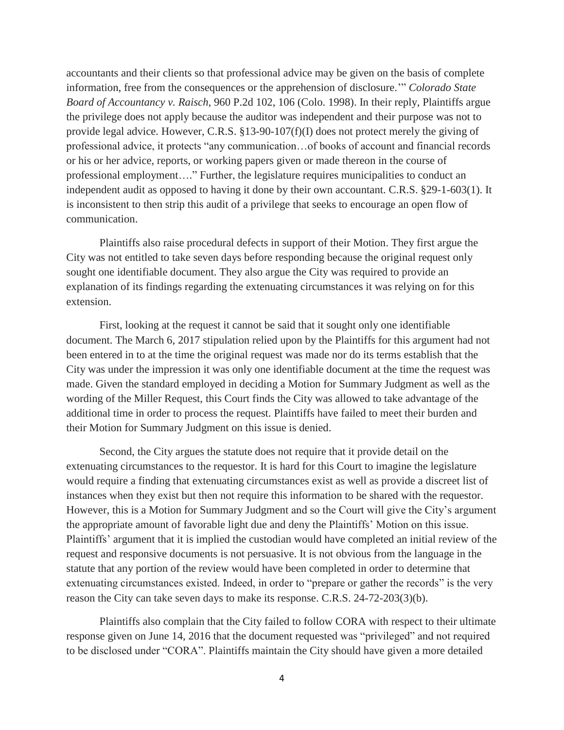accountants and their clients so that professional advice may be given on the basis of complete information, free from the consequences or the apprehension of disclosure.'" *Colorado State Board of Accountancy v. Raisch*, 960 P.2d 102, 106 (Colo. 1998). In their reply, Plaintiffs argue the privilege does not apply because the auditor was independent and their purpose was not to provide legal advice. However, C.R.S. §13-90-107(f)(I) does not protect merely the giving of professional advice, it protects "any communication…of books of account and financial records or his or her advice, reports, or working papers given or made thereon in the course of professional employment…." Further, the legislature requires municipalities to conduct an independent audit as opposed to having it done by their own accountant. C.R.S. §29-1-603(1). It is inconsistent to then strip this audit of a privilege that seeks to encourage an open flow of communication.

Plaintiffs also raise procedural defects in support of their Motion. They first argue the City was not entitled to take seven days before responding because the original request only sought one identifiable document. They also argue the City was required to provide an explanation of its findings regarding the extenuating circumstances it was relying on for this extension.

First, looking at the request it cannot be said that it sought only one identifiable document. The March 6, 2017 stipulation relied upon by the Plaintiffs for this argument had not been entered in to at the time the original request was made nor do its terms establish that the City was under the impression it was only one identifiable document at the time the request was made. Given the standard employed in deciding a Motion for Summary Judgment as well as the wording of the Miller Request, this Court finds the City was allowed to take advantage of the additional time in order to process the request. Plaintiffs have failed to meet their burden and their Motion for Summary Judgment on this issue is denied.

Second, the City argues the statute does not require that it provide detail on the extenuating circumstances to the requestor. It is hard for this Court to imagine the legislature would require a finding that extenuating circumstances exist as well as provide a discreet list of instances when they exist but then not require this information to be shared with the requestor. However, this is a Motion for Summary Judgment and so the Court will give the City's argument the appropriate amount of favorable light due and deny the Plaintiffs' Motion on this issue. Plaintiffs' argument that it is implied the custodian would have completed an initial review of the request and responsive documents is not persuasive. It is not obvious from the language in the statute that any portion of the review would have been completed in order to determine that extenuating circumstances existed. Indeed, in order to "prepare or gather the records" is the very reason the City can take seven days to make its response. C.R.S. 24-72-203(3)(b).

Plaintiffs also complain that the City failed to follow CORA with respect to their ultimate response given on June 14, 2016 that the document requested was "privileged" and not required to be disclosed under "CORA". Plaintiffs maintain the City should have given a more detailed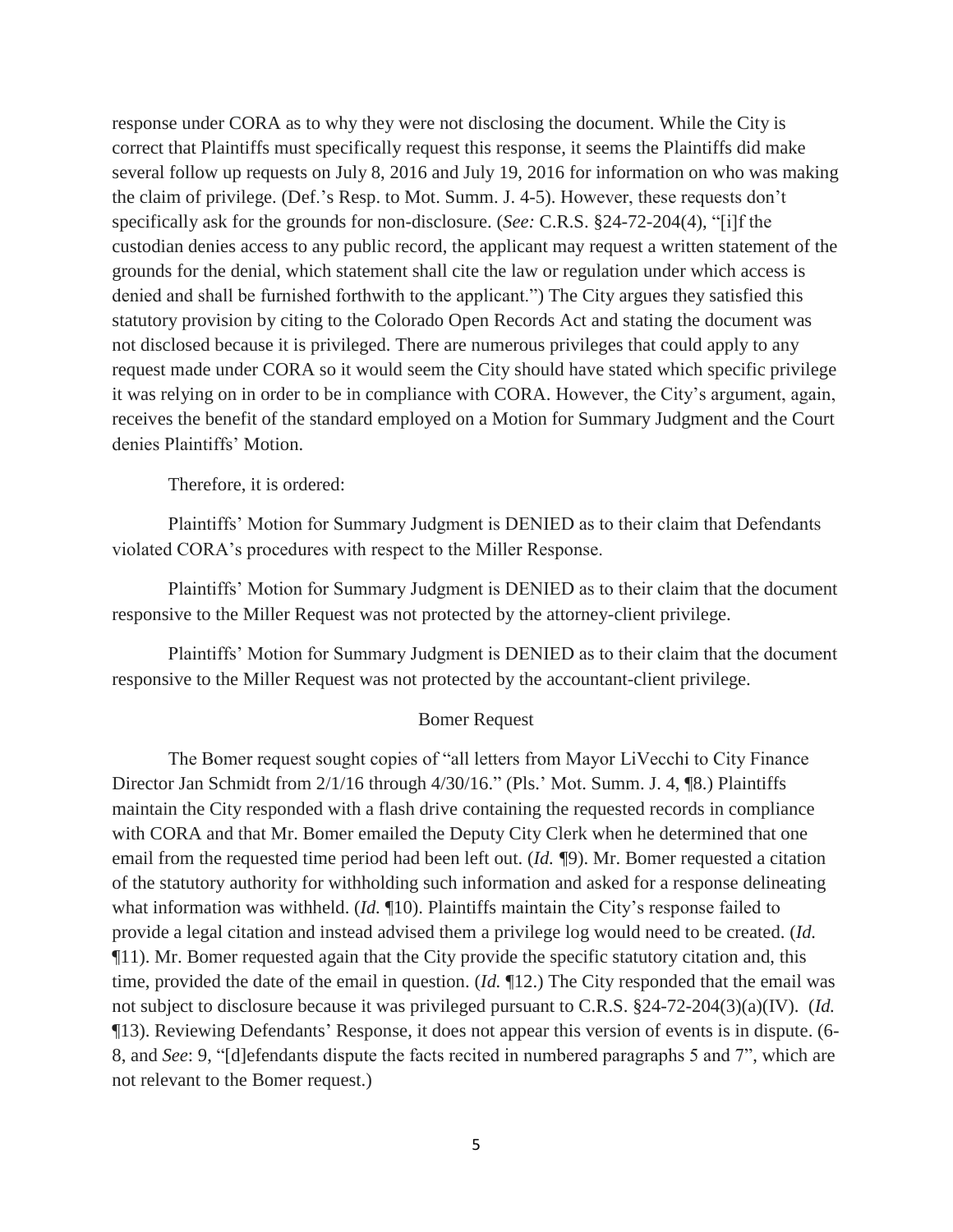response under CORA as to why they were not disclosing the document. While the City is correct that Plaintiffs must specifically request this response, it seems the Plaintiffs did make several follow up requests on July 8, 2016 and July 19, 2016 for information on who was making the claim of privilege. (Def.'s Resp. to Mot. Summ. J. 4-5). However, these requests don't specifically ask for the grounds for non-disclosure. (*See:* C.R.S. §24-72-204(4), "[i]f the custodian denies access to any public record, the applicant may request a written statement of the grounds for the denial, which statement shall cite the law or regulation under which access is denied and shall be furnished forthwith to the applicant.") The City argues they satisfied this statutory provision by citing to the Colorado Open Records Act and stating the document was not disclosed because it is privileged. There are numerous privileges that could apply to any request made under CORA so it would seem the City should have stated which specific privilege it was relying on in order to be in compliance with CORA. However, the City's argument, again, receives the benefit of the standard employed on a Motion for Summary Judgment and the Court denies Plaintiffs' Motion.

Therefore, it is ordered:

Plaintiffs' Motion for Summary Judgment is DENIED as to their claim that Defendants violated CORA's procedures with respect to the Miller Response.

Plaintiffs' Motion for Summary Judgment is DENIED as to their claim that the document responsive to the Miller Request was not protected by the attorney-client privilege.

Plaintiffs' Motion for Summary Judgment is DENIED as to their claim that the document responsive to the Miller Request was not protected by the accountant-client privilege.

## Bomer Request

The Bomer request sought copies of "all letters from Mayor LiVecchi to City Finance Director Jan Schmidt from 2/1/16 through 4/30/16." (Pls.' Mot. Summ. J. 4, ¶8.) Plaintiffs maintain the City responded with a flash drive containing the requested records in compliance with CORA and that Mr. Bomer emailed the Deputy City Clerk when he determined that one email from the requested time period had been left out. (*Id.* ¶9). Mr. Bomer requested a citation of the statutory authority for withholding such information and asked for a response delineating what information was withheld. (*Id.* ¶10). Plaintiffs maintain the City's response failed to provide a legal citation and instead advised them a privilege log would need to be created. (*Id.* ¶11). Mr. Bomer requested again that the City provide the specific statutory citation and, this time, provided the date of the email in question. (*Id.* ¶12.) The City responded that the email was not subject to disclosure because it was privileged pursuant to C.R.S. §24-72-204(3)(a)(IV). (*Id.* ¶13). Reviewing Defendants' Response, it does not appear this version of events is in dispute. (6-8, and *See*: 9, "[d]efendants dispute the facts recited in numbered paragraphs 5 and 7", which are not relevant to the Bomer request.)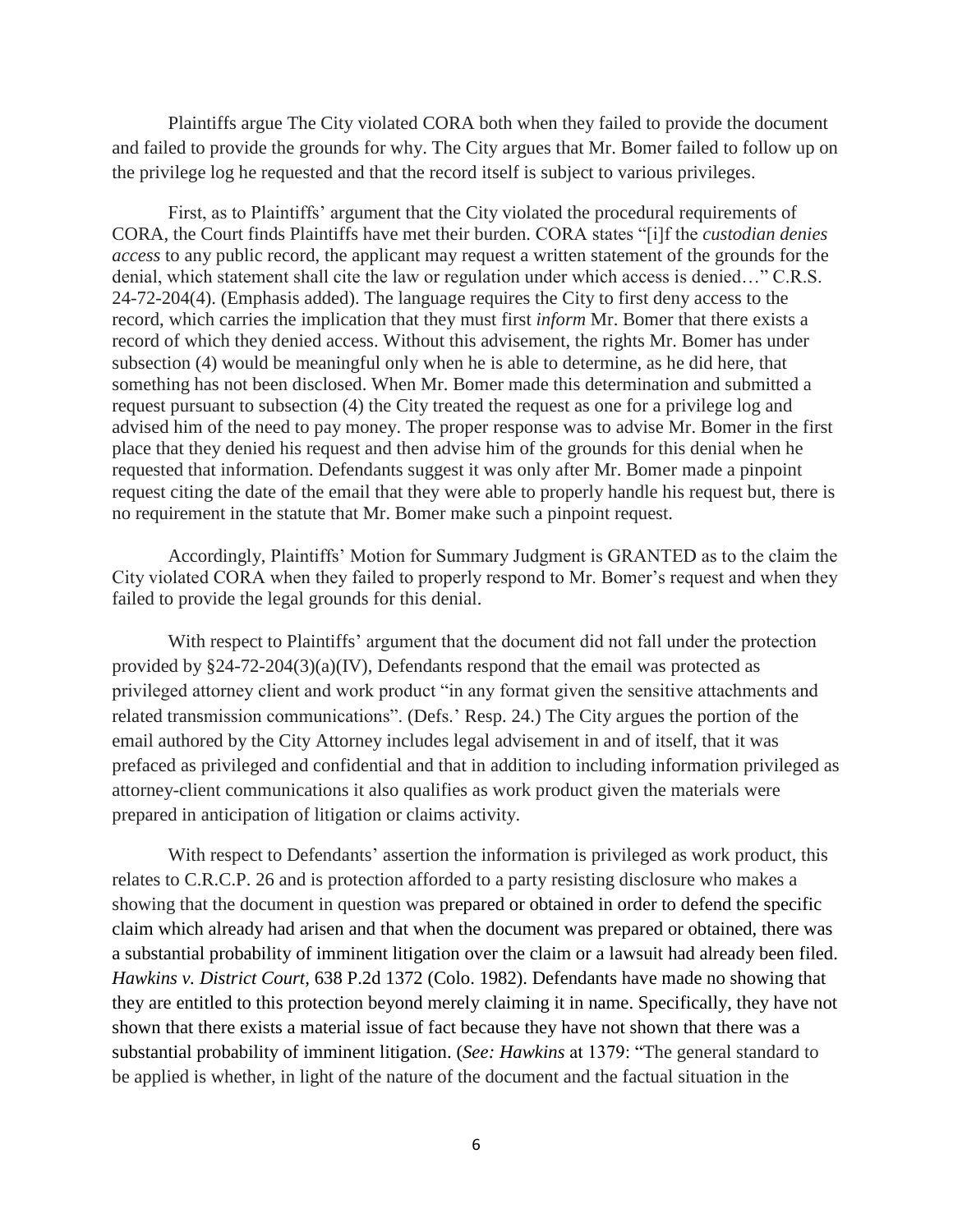Plaintiffs argue The City violated CORA both when they failed to provide the document and failed to provide the grounds for why. The City argues that Mr. Bomer failed to follow up on the privilege log he requested and that the record itself is subject to various privileges.

First, as to Plaintiffs' argument that the City violated the procedural requirements of CORA, the Court finds Plaintiffs have met their burden. CORA states "[i]f the *custodian denies access* to any public record, the applicant may request a written statement of the grounds for the denial, which statement shall cite the law or regulation under which access is denied…" C.R.S. 24-72-204(4). (Emphasis added). The language requires the City to first deny access to the record, which carries the implication that they must first *inform* Mr. Bomer that there exists a record of which they denied access. Without this advisement, the rights Mr. Bomer has under subsection (4) would be meaningful only when he is able to determine, as he did here, that something has not been disclosed. When Mr. Bomer made this determination and submitted a request pursuant to subsection (4) the City treated the request as one for a privilege log and advised him of the need to pay money. The proper response was to advise Mr. Bomer in the first place that they denied his request and then advise him of the grounds for this denial when he requested that information. Defendants suggest it was only after Mr. Bomer made a pinpoint request citing the date of the email that they were able to properly handle his request but, there is no requirement in the statute that Mr. Bomer make such a pinpoint request.

Accordingly, Plaintiffs' Motion for Summary Judgment is GRANTED as to the claim the City violated CORA when they failed to properly respond to Mr. Bomer's request and when they failed to provide the legal grounds for this denial.

With respect to Plaintiffs' argument that the document did not fall under the protection provided by §24-72-204(3)(a)(IV), Defendants respond that the email was protected as privileged attorney client and work product "in any format given the sensitive attachments and related transmission communications". (Defs.' Resp. 24.) The City argues the portion of the email authored by the City Attorney includes legal advisement in and of itself, that it was prefaced as privileged and confidential and that in addition to including information privileged as attorney-client communications it also qualifies as work product given the materials were prepared in anticipation of litigation or claims activity.

With respect to Defendants' assertion the information is privileged as work product, this relates to C.R.C.P. 26 and is protection afforded to a party resisting disclosure who makes a showing that the document in question was prepared or obtained in order to defend the specific claim which already had arisen and that when the document was prepared or obtained, there was a substantial probability of imminent litigation over the claim or a lawsuit had already been filed. *Hawkins v. District Court*, 638 P.2d 1372 (Colo. 1982). Defendants have made no showing that they are entitled to this protection beyond merely claiming it in name. Specifically, they have not shown that there exists a material issue of fact because they have not shown that there was a substantial probability of imminent litigation. (*See: Hawkins* at 1379: "The general standard to be applied is whether, in light of the nature of the document and the factual situation in the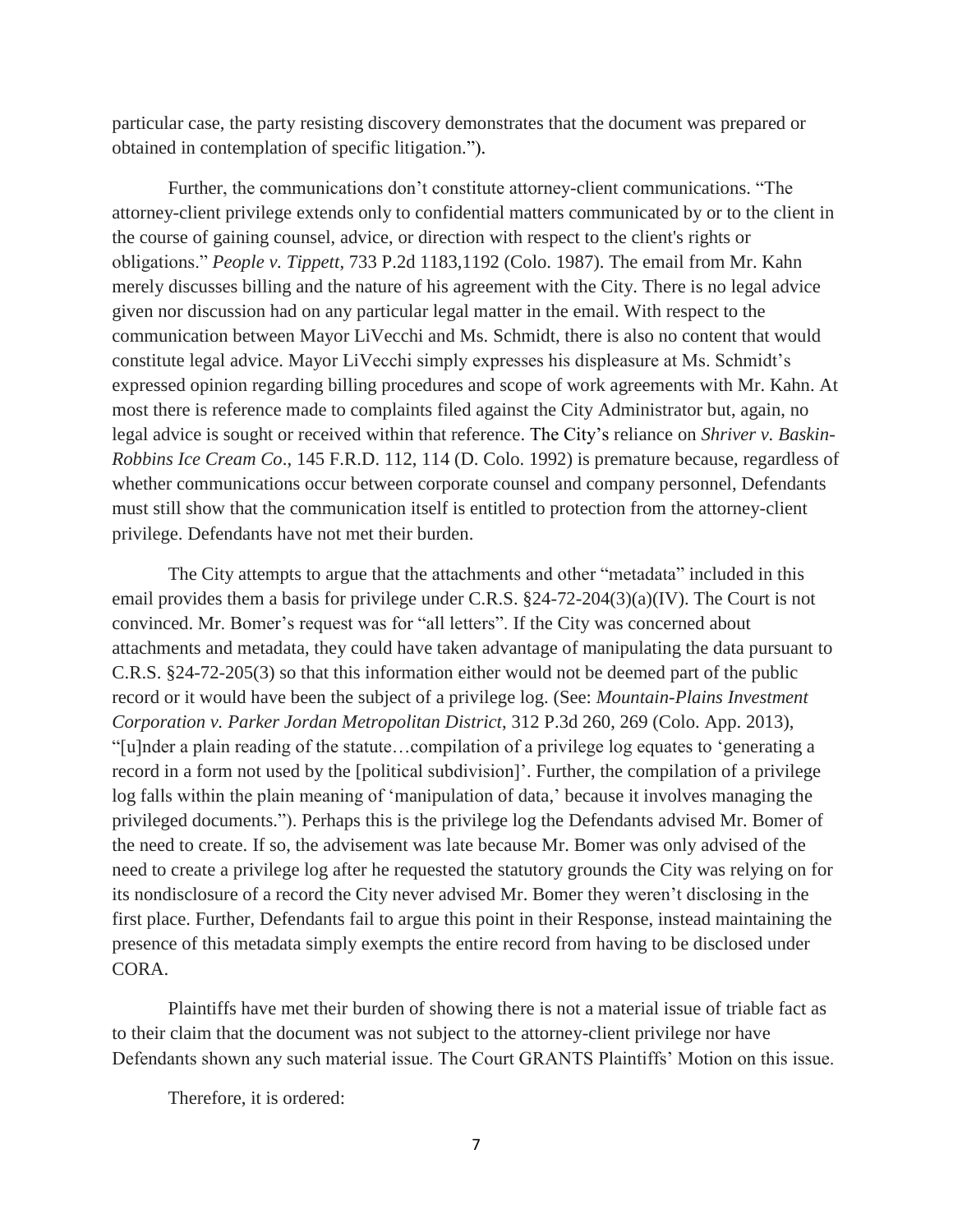particular case, the party resisting discovery demonstrates that the document was prepared or obtained in contemplation of specific litigation.").

Further, the communications don't constitute attorney-client communications. "The attorney-client privilege extends only to confidential matters communicated by or to the client in the course of gaining counsel, advice, or direction with respect to the client's rights or obligations." *People v. Tippett*, 733 P.2d 1183,1192 (Colo. 1987). The email from Mr. Kahn merely discusses billing and the nature of his agreement with the City. There is no legal advice given nor discussion had on any particular legal matter in the email. With respect to the communication between Mayor LiVecchi and Ms. Schmidt, there is also no content that would constitute legal advice. Mayor LiVecchi simply expresses his displeasure at Ms. Schmidt's expressed opinion regarding billing procedures and scope of work agreements with Mr. Kahn. At most there is reference made to complaints filed against the City Administrator but, again, no legal advice is sought or received within that reference. The City's reliance on *Shriver v. Baskin-Robbins Ice Cream Co*., 145 F.R.D. 112, 114 (D. Colo. 1992) is premature because, regardless of whether communications occur between corporate counsel and company personnel, Defendants must still show that the communication itself is entitled to protection from the attorney-client privilege. Defendants have not met their burden.

The City attempts to argue that the attachments and other "metadata" included in this email provides them a basis for privilege under C.R.S. §24-72-204(3)(a)(IV). The Court is not convinced. Mr. Bomer's request was for "all letters". If the City was concerned about attachments and metadata, they could have taken advantage of manipulating the data pursuant to C.R.S. §24-72-205(3) so that this information either would not be deemed part of the public record or it would have been the subject of a privilege log. (See: *Mountain-Plains Investment Corporation v. Parker Jordan Metropolitan District*, 312 P.3d 260, 269 (Colo. App. 2013), "[u]nder a plain reading of the statute…compilation of a privilege log equates to 'generating a record in a form not used by the [political subdivision]'. Further, the compilation of a privilege log falls within the plain meaning of 'manipulation of data,' because it involves managing the privileged documents."). Perhaps this is the privilege log the Defendants advised Mr. Bomer of the need to create. If so, the advisement was late because Mr. Bomer was only advised of the need to create a privilege log after he requested the statutory grounds the City was relying on for its nondisclosure of a record the City never advised Mr. Bomer they weren't disclosing in the first place. Further, Defendants fail to argue this point in their Response, instead maintaining the presence of this metadata simply exempts the entire record from having to be disclosed under CORA.

Plaintiffs have met their burden of showing there is not a material issue of triable fact as to their claim that the document was not subject to the attorney-client privilege nor have Defendants shown any such material issue. The Court GRANTS Plaintiffs' Motion on this issue.

Therefore, it is ordered: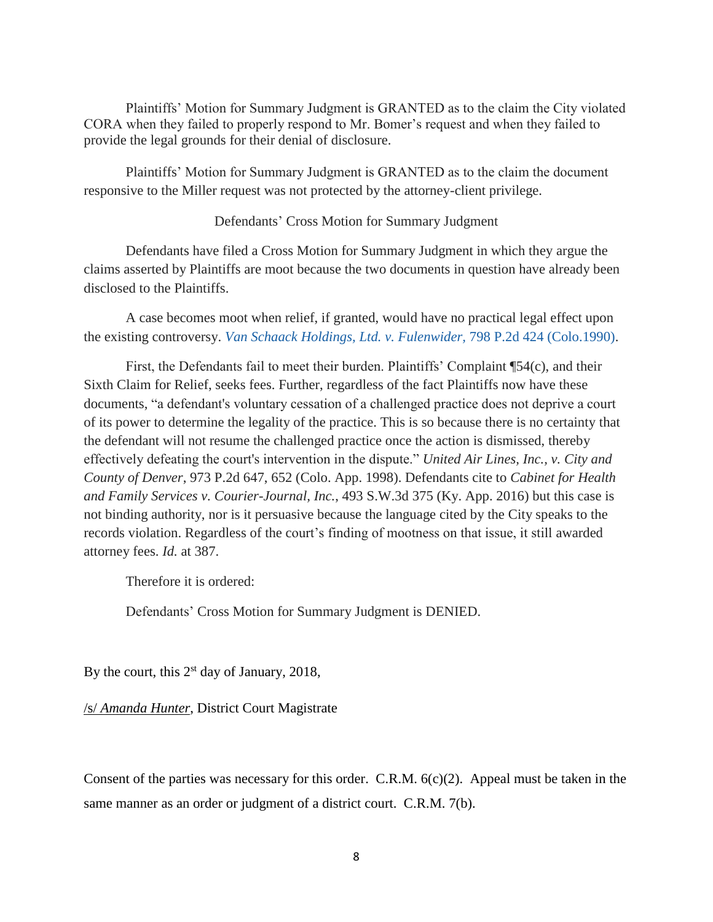Plaintiffs' Motion for Summary Judgment is GRANTED as to the claim the City violated CORA when they failed to properly respond to Mr. Bomer's request and when they failed to provide the legal grounds for their denial of disclosure.

Plaintiffs' Motion for Summary Judgment is GRANTED as to the claim the document responsive to the Miller request was not protected by the attorney-client privilege.

Defendants' Cross Motion for Summary Judgment

Defendants have filed a Cross Motion for Summary Judgment in which they argue the claims asserted by Plaintiffs are moot because the two documents in question have already been disclosed to the Plaintiffs.

A case becomes moot when relief, if granted, would have no practical legal effect upon the existing controversy. *Van Schaack Holdings, Ltd. v. Fulenwider*, 798 P.2d 424 (Colo.1990).

First, the Defendants fail to meet their burden. Plaintiffs' Complaint ¶54(c), and their Sixth Claim for Relief, seeks fees. Further, regardless of the fact Plaintiffs now have these documents, "a defendant's voluntary cessation of a challenged practice does not deprive a court of its power to determine the legality of the practice. This is so because there is no certainty that the defendant will not resume the challenged practice once the action is dismissed, thereby effectively defeating the court's intervention in the dispute." *United Air Lines, Inc., v. City and County of Denver*, 973 P.2d 647, 652 (Colo. App. 1998). Defendants cite to *Cabinet for Health and Family Services v. Courier-Journal, Inc.*, 493 S.W.3d 375 (Ky. App. 2016) but this case is not binding authority, nor is it persuasive because the language cited by the City speaks to the records violation. Regardless of the court's finding of mootness on that issue, it still awarded attorney fees. *Id.* at 387.

Therefore it is ordered:

Defendants' Cross Motion for Summary Judgment is DENIED.

By the court, this 2nd day of January, 2018,

/s/ *Amanda Hunter*, District Court Magistrate

Consent of the parties was necessary for this order. C.R.M. 6(c)(2). Appeal must be taken in the same manner as an order or judgment of a district court. C.R.M. 7(b).